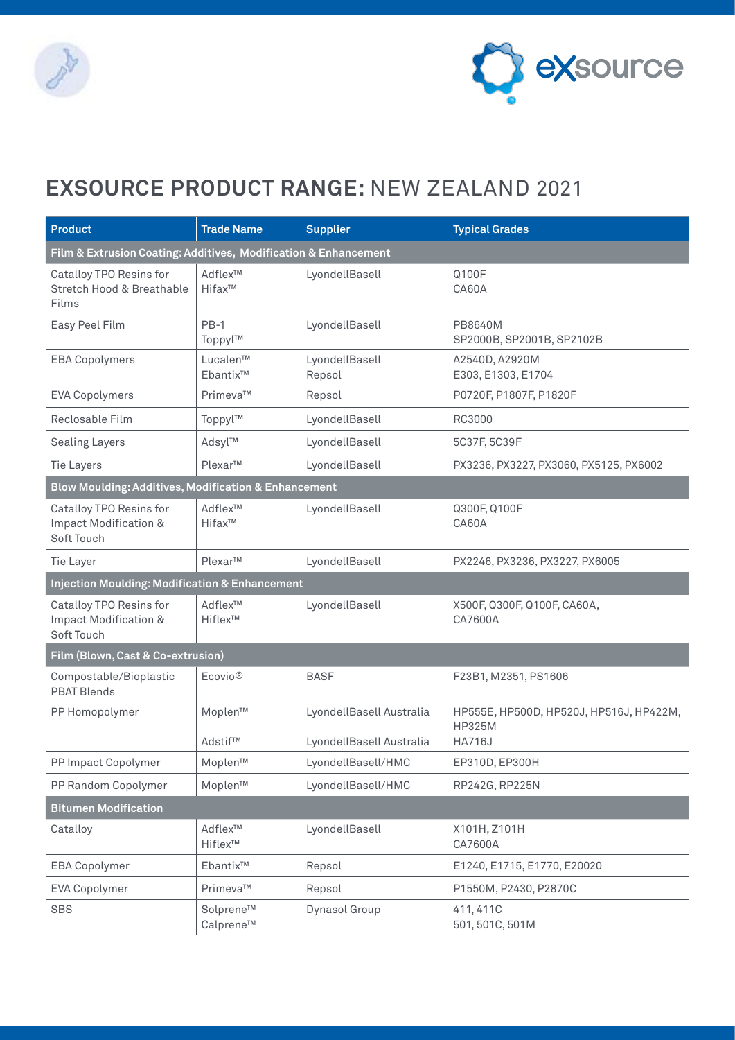# **EXSOURCE PRODUCT RANGE:** NEW ZEALAND 2021

| Product | Trade Name | Supplier | Typical Grades |
|---|---|---|---|
| **Film & Extrusion Coating: Additives, Modification & Enhancement** | | | |
| Catalloy TPO Resins for Stretch Hood & Breathable Films | Adflex™<br>Hifax™ | LyondellBasell | Q100F<br>CA60A |
| Easy Peel Film | PB-1<br>Toppyl™ | LyondellBasell | PB8640M<br>SP2000B, SP2001B, SP2102B |
| EBA Copolymers | Lucalen™<br>Ebantix™ | LyondellBasell<br>Repsol | A2540D, A2920M<br>E303, E1303, E1704 |
| EVA Copolymers | Primeva™ | Repsol | P0720F, P1807F, P1820F |
| Reclosable Film | Toppyl™ | LyondellBasell | RC3000 |
| Sealing Layers | Adsyl™ | LyondellBasell | 5C37F, 5C39F |
| Tie Layers | Plexar™ | LyondellBasell | PX3236, PX3227, PX3060, PX5125, PX6002 |
| **Blow Moulding: Additives, Modification & Enhancement** | | | |
| Catalloy TPO Resins for Impact Modification & Soft Touch | Adflex™<br>Hifax™ | LyondellBasell | Q300F, Q100F<br>CA60A |
| Tie Layer | Plexar™ | LyondellBasell | PX2246, PX3236, PX3227, PX6005 |
| **Injection Moulding: Modification & Enhancement** | | | |
| Catalloy TPO Resins for Impact Modification & Soft Touch | Adflex™<br>Hiflex™ | LyondellBasell | X500F, Q300F, Q100F, CA60A, CA7600A |
| **Film (Blown, Cast & Co-extrusion)** | | | |
| Compostable/Bioplastic PBAT Blends | Ecovio® | BASF | F23B1, M2351, PS1606 |
| PP Homopolymer | Moplen™<br>Adstif™ | LyondellBasell Australia<br>LyondellBasell Australia | HP555E, HP500D, HP520J, HP516J, HP422M, HP325M<br>HA716J |
| PP Impact Copolymer | Moplen™ | LyondellBasell/HMC | EP310D, EP300H |
| PP Random Copolymer | Moplen™ | LyondellBasell/HMC | RP242G, RP225N |
| **Bitumen Modification** | | | |
| Catalloy | Adflex™<br>Hiflex™ | LyondellBasell | X101H, Z101H<br>CA7600A |
| EBA Copolymer | Ebantix™ | Repsol | E1240, E1715, E1770, E20020 |
| EVA Copolymer | Primeva™ | Repsol | P1550M, P2430, P2870C |
| SBS | Solprene™<br>Calprene™ | Dynasol Group | 411, 411C<br>501, 501C, 501M |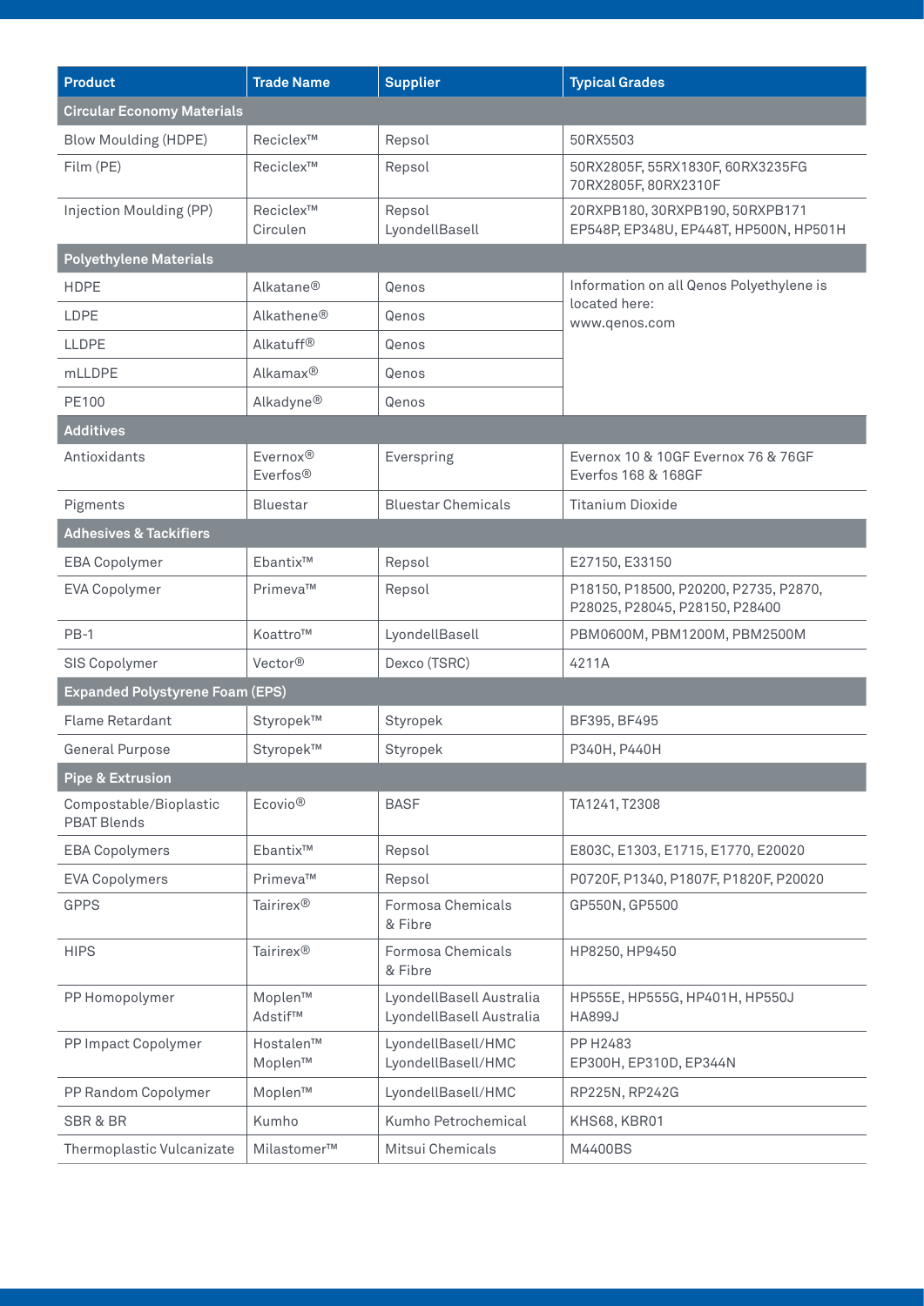| Product | Trade Name | Supplier | Typical Grades |
|---|---|---|---|
| **Circular Economy Materials** | | | |
| Blow Moulding (HDPE) | Reciclex™ | Repsol | 50RX5503 |
| Film (PE) | Reciclex™ | Repsol | 50RX2805F, 55RX1830F, 60RX3235FG 70RX2805F, 80RX2310F |
| Injection Moulding (PP) | Reciclex™ Circulen | Repsol LyondellBasell | 20RXPB180, 30RXPB190, 50RXPB171 EP548P, EP348U, EP448T, HP500N, HP501H |
| **Polyethylene Materials** | | | |
| HDPE | Alkatane® | Qenos | Information on all Qenos Polyethylene is located here: www.qenos.com |
| LDPE | Alkathene® | Qenos | |
| LLDPE | Alkatuff® | Qenos | |
| mLLDPE | Alkamax® | Qenos | |
| PE100 | Alkadyne® | Qenos | |
| **Additives** | | | |
| Antioxidants | Evernox® Everfos® | Everspring | Evernox 10 & 10GF Evernox 76 & 76GF Everfos 168 & 168GF |
| Pigments | Bluestar | Bluestar Chemicals | Titanium Dioxide |
| **Adhesives & Tackifiers** | | | |
| EBA Copolymer | Ebantix™ | Repsol | E27150, E33150 |
| EVA Copolymer | Primeva™ | Repsol | P18150, P18500, P20200, P2735, P2870, P28025, P28045, P28150, P28400 |
| PB-1 | Koattro™ | LyondellBasell | PBM0600M, PBM1200M, PBM2500M |
| SIS Copolymer | Vector® | Dexco (TSRC) | 4211A |
| **Expanded Polystyrene Foam (EPS)** | | | |
| Flame Retardant | Styropek™ | Styropek | BF395, BF495 |
| General Purpose | Styropek™ | Styropek | P340H, P440H |
| **Pipe & Extrusion** | | | |
| Compostable/Bioplastic PBAT Blends | Ecovio® | BASF | TA1241, T2308 |
| EBA Copolymers | Ebantix™ | Repsol | E803C, E1303, E1715, E1770, E20020 |
| EVA Copolymers | Primeva™ | Repsol | P0720F, P1340, P1807F, P1820F, P20020 |
| GPPS | Tairirex® | Formosa Chemicals & Fibre | GP550N, GP5500 |
| HIPS | Tairirex® | Formosa Chemicals & Fibre | HP8250, HP9450 |
| PP Homopolymer | Moplen™ Adstif™ | LyondellBasell Australia LyondellBasell Australia | HP555E, HP555G, HP401H, HP550J HA899J |
| PP Impact Copolymer | Hostalen™ Moplen™ | LyondellBasell/HMC LyondellBasell/HMC | PP H2483 EP300H, EP310D, EP344N |
| PP Random Copolymer | Moplen™ | LyondellBasell/HMC | RP225N, RP242G |
| SBR & BR | Kumho | Kumho Petrochemical | KHS68, KBR01 |
| Thermoplastic Vulcanizate | Milastomer™ | Mitsui Chemicals | M4400BS |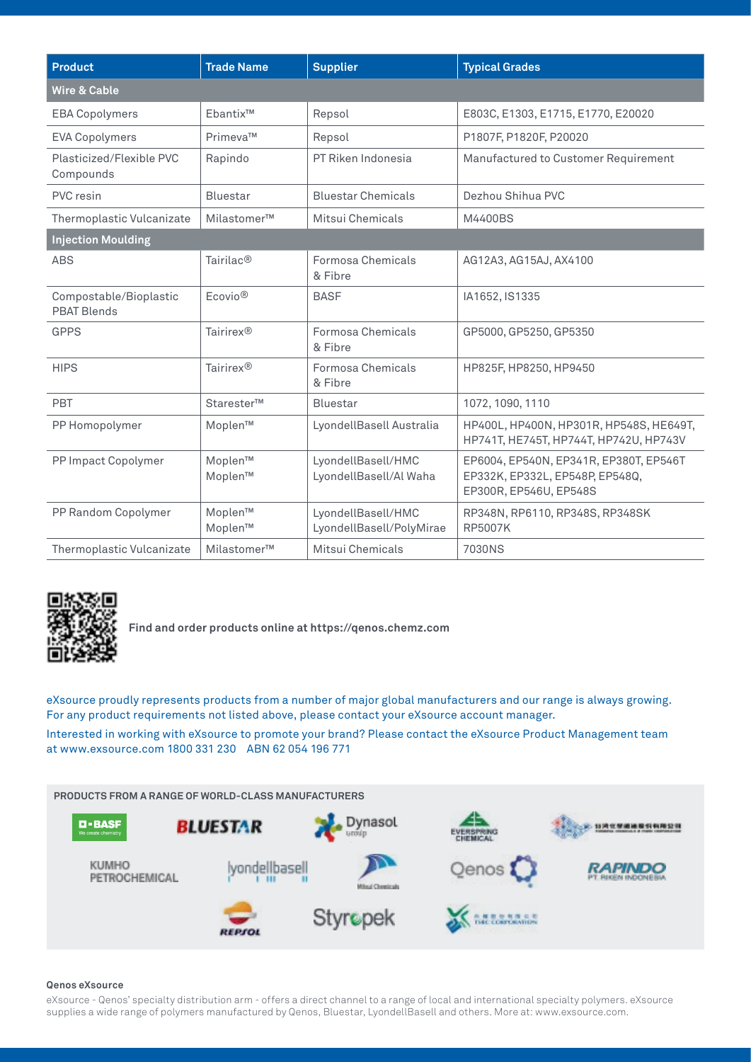| Product | Trade Name | Supplier | Typical Grades |
|---|---|---|---|
| **Wire & Cable** | | | |
| EBA Copolymers | Ebantix™ | Repsol | E803C, E1303, E1715, E1770, E20020 |
| EVA Copolymers | Primeva™ | Repsol | P1807F, P1820F, P20020 |
| Plasticized/Flexible PVC Compounds | Rapindo | PT Riken Indonesia | Manufactured to Customer Requirement |
| PVC resin | Bluestar | Bluestar Chemicals | Dezhou Shihua PVC |
| Thermoplastic Vulcanizate | Milastomer™ | Mitsui Chemicals | M4400BS |
| **Injection Moulding** | | | |
| ABS | Tairilac® | Formosa Chemicals & Fibre | AG12A3, AG15AJ, AX4100 |
| Compostable/Bioplastic PBAT Blends | Ecovio® | BASF | IA1652, IS1335 |
| GPPS | Tairirex® | Formosa Chemicals & Fibre | GP5000, GP5250, GP5350 |
| HIPS | Tairirex® | Formosa Chemicals & Fibre | HP825F, HP8250, HP9450 |
| PBT | Starester™ | Bluestar | 1072, 1090, 1110 |
| PP Homopolymer | Moplen™ | LyondellBasell Australia | HP400L, HP400N, HP301R, HP548S, HE649T, HP741T, HE745T, HP744T, HP742U, HP743V |
| PP Impact Copolymer | Moplen™ Moplen™ | LyondellBasell/HMC LyondellBasell/Al Waha | EP6004, EP540N, EP341R, EP380T, EP546T EP332K, EP332L, EP548P, EP548Q, EP300R, EP546U, EP548S |
| PP Random Copolymer | Moplen™ Moplen™ | LyondellBasell/HMC LyondellBasell/PolyMirae | RP348N, RP6110, RP348S, RP348SK RP5007K |
| Thermoplastic Vulcanizate | Milastomer™ | Mitsui Chemicals | 7030NS |

**Find and order products online at https://qenos.chemz.com**

eXsource proudly represents products from a number of major global manufacturers and our range is always growing. For any product requirements not listed above, please contact your eXsource account manager.

Interested in working with eXsource to promote your brand? Please contact the eXsource Product Management team at www.exsource.com 1800 331 230 ABN 62 054 196 771

**PRODUCTS FROM A RANGE OF WORLD-CLASS MANUFACTURERS**

**Qenos eXsource**

eXsource - Qenos' specialty distribution arm - offers a direct channel to a range of local and international specialty polymers. eXsource supplies a wide range of polymers manufactured by Qenos, Bluestar, LyondellBasell and others. More at: www.exsource.com.